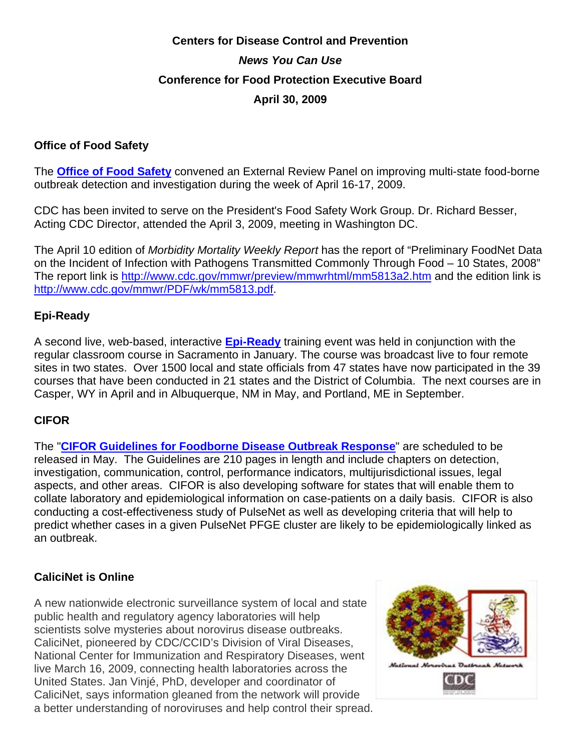**Centers for Disease Control and Prevention**

***News You Can Use***

**Conference for Food Protection Executive Board**

**April 30, 2009**

## Office of Food Safety

The **Office of Food Safety** convened an External Review Panel on improving multi-state food-borne outbreak detection and investigation during the week of April 16-17, 2009.

CDC has been invited to serve on the President's Food Safety Work Group. Dr. Richard Besser, Acting CDC Director, attended the April 3, 2009, meeting in Washington DC.

The April 10 edition of *Morbidity Mortality Weekly Report* has the report of "Preliminary FoodNet Data on the Incident of Infection with Pathogens Transmitted Commonly Through Food – 10 States, 2008" The report link is http://www.cdc.gov/mmwr/preview/mmwrhtml/mm5813a2.htm and the edition link is http://www.cdc.gov/mmwr/PDF/wk/mm5813.pdf.

## Epi-Ready

A second live, web-based, interactive **Epi-Ready** training event was held in conjunction with the regular classroom course in Sacramento in January. The course was broadcast live to four remote sites in two states. Over 1500 local and state officials from 47 states have now participated in the 39 courses that have been conducted in 21 states and the District of Columbia. The next courses are in Casper, WY in April and in Albuquerque, NM in May, and Portland, ME in September.

## CIFOR

The "**CIFOR Guidelines for Foodborne Disease Outbreak Response**" are scheduled to be released in May. The Guidelines are 210 pages in length and include chapters on detection, investigation, communication, control, performance indicators, multijurisdictional issues, legal aspects, and other areas. CIFOR is also developing software for states that will enable them to collate laboratory and epidemiological information on case-patients on a daily basis. CIFOR is also conducting a cost-effectiveness study of PulseNet as well as developing criteria that will help to predict whether cases in a given PulseNet PFGE cluster are likely to be epidemiologically linked as an outbreak.

## CaliciNet is Online

A new nationwide electronic surveillance system of local and state public health and regulatory agency laboratories will help scientists solve mysteries about norovirus disease outbreaks. CaliciNet, pioneered by CDC/CCID's Division of Viral Diseases, National Center for Immunization and Respiratory Diseases, went live March 16, 2009, connecting health laboratories across the United States. Jan Vinjé, PhD, developer and coordinator of CaliciNet, says information gleaned from the network will provide a better understanding of noroviruses and help control their spread.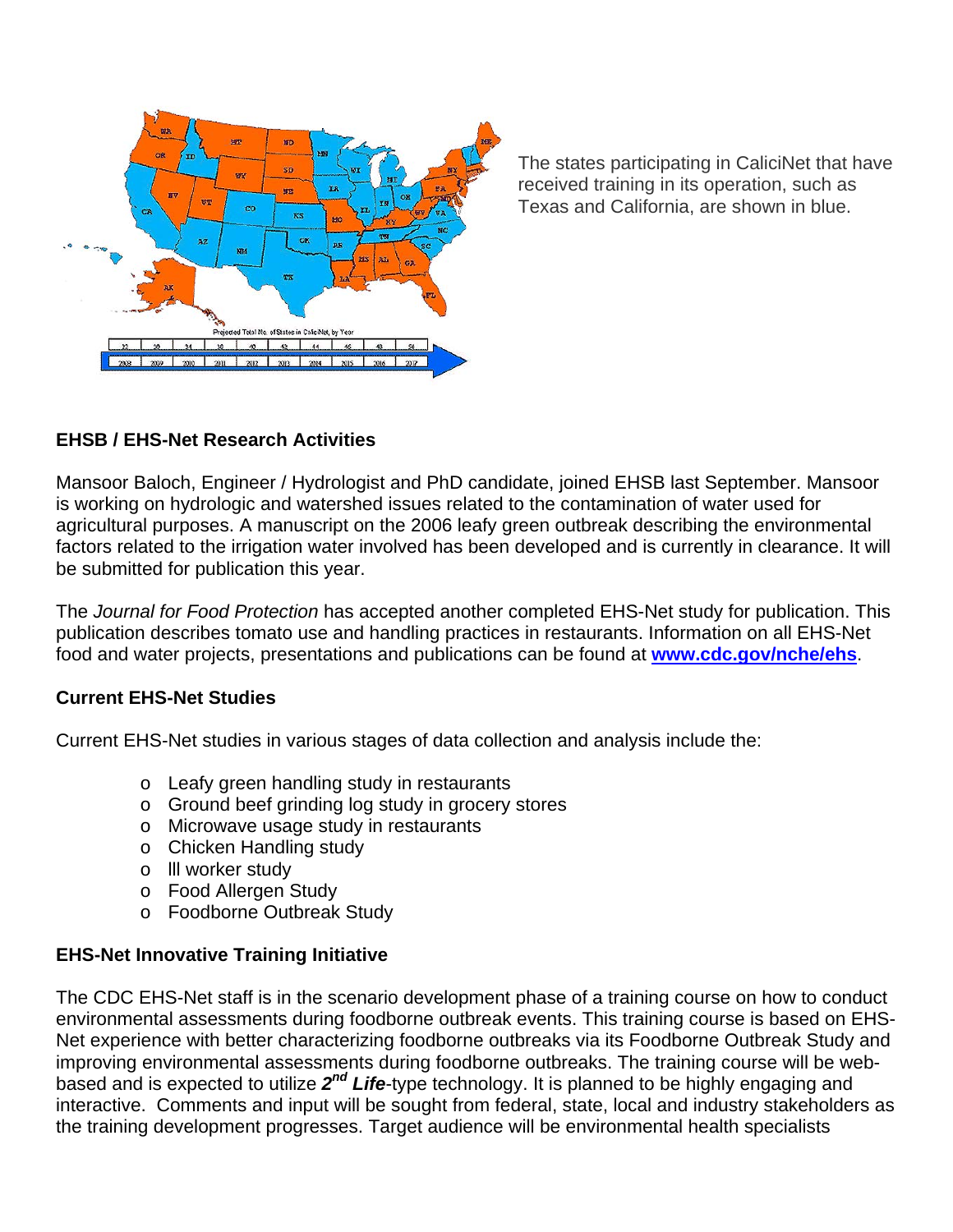The states participating in CaliciNet that have received training in its operation, such as Texas and California, are shown in blue.

## EHSB / EHS-Net Research Activities

Mansoor Baloch, Engineer / Hydrologist and PhD candidate, joined EHSB last September. Mansoor is working on hydrologic and watershed issues related to the contamination of water used for agricultural purposes. A manuscript on the 2006 leafy green outbreak describing the environmental factors related to the irrigation water involved has been developed and is currently in clearance. It will be submitted for publication this year.

The *Journal for Food Protection* has accepted another completed EHS-Net study for publication. This publication describes tomato use and handling practices in restaurants. Information on all EHS-Net food and water projects, presentations and publications can be found at **www.cdc.gov/nche/ehs**.

## Current EHS-Net Studies

Current EHS-Net studies in various stages of data collection and analysis include the:

- Leafy green handling study in restaurants
- Ground beef grinding log study in grocery stores
- Microwave usage study in restaurants
- Chicken Handling study
- Ill worker study
- Food Allergen Study
- Foodborne Outbreak Study

## EHS-Net Innovative Training Initiative

The CDC EHS-Net staff is in the scenario development phase of a training course on how to conduct environmental assessments during foodborne outbreak events. This training course is based on EHS-Net experience with better characterizing foodborne outbreaks via its Foodborne Outbreak Study and improving environmental assessments during foodborne outbreaks. The training course will be web-based and is expected to utilize ***2nd Life***-type technology. It is planned to be highly engaging and interactive. Comments and input will be sought from federal, state, local and industry stakeholders as the training development progresses. Target audience will be environmental health specialists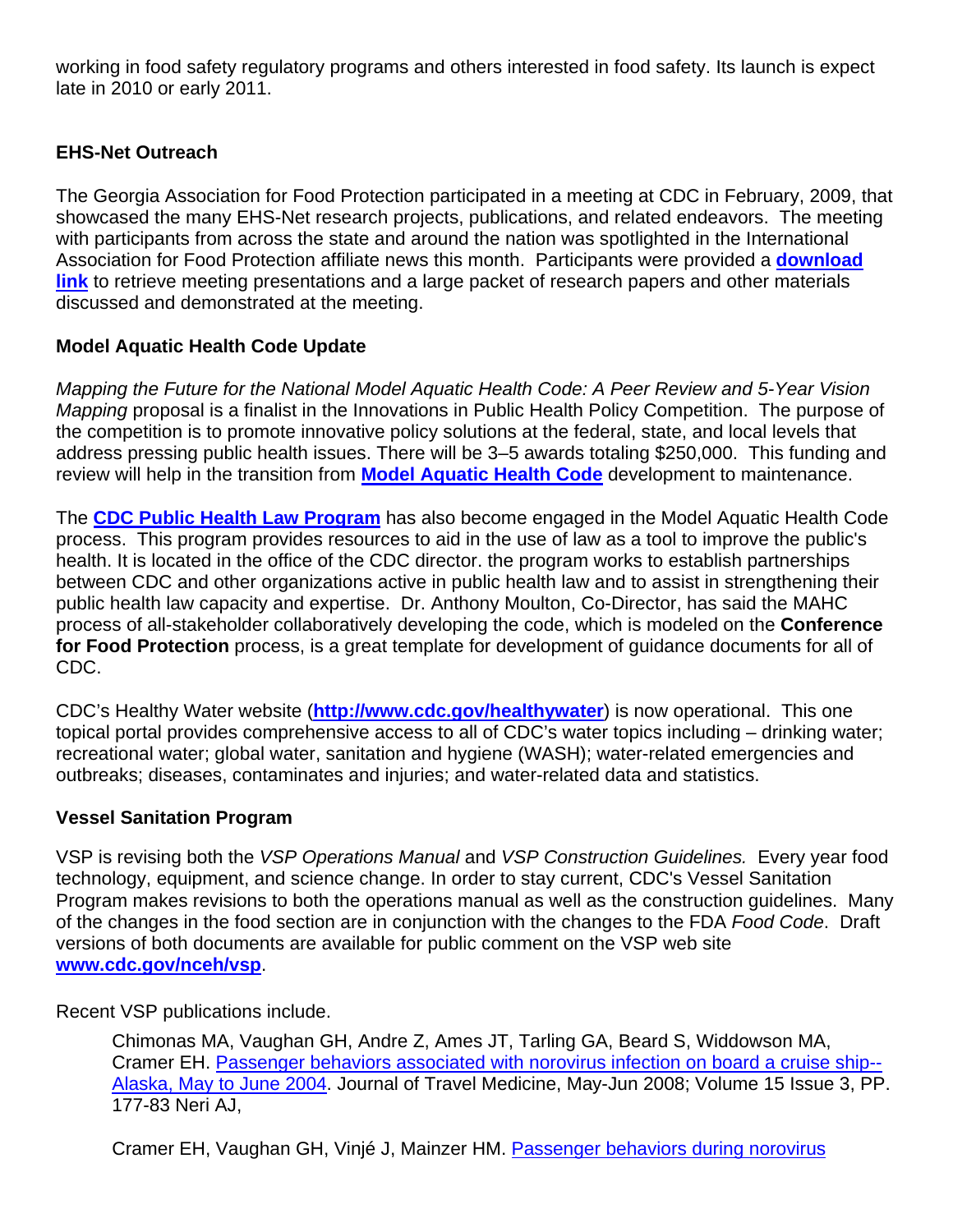working in food safety regulatory programs and others interested in food safety. Its launch is expect late in 2010 or early 2011.

### EHS-Net Outreach

The Georgia Association for Food Protection participated in a meeting at CDC in February, 2009, that showcased the many EHS-Net research projects, publications, and related endeavors. The meeting with participants from across the state and around the nation was spotlighted in the International Association for Food Protection affiliate news this month. Participants were provided a **download link** to retrieve meeting presentations and a large packet of research papers and other materials discussed and demonstrated at the meeting.

### Model Aquatic Health Code Update

*Mapping the Future for the National Model Aquatic Health Code: A Peer Review and 5-Year Vision Mapping* proposal is a finalist in the Innovations in Public Health Policy Competition. The purpose of the competition is to promote innovative policy solutions at the federal, state, and local levels that address pressing public health issues. There will be 3–5 awards totaling $250,000. This funding and review will help in the transition from **Model Aquatic Health Code** development to maintenance.

The **CDC Public Health Law Program** has also become engaged in the Model Aquatic Health Code process. This program provides resources to aid in the use of law as a tool to improve the public's health. It is located in the office of the CDC director. the program works to establish partnerships between CDC and other organizations active in public health law and to assist in strengthening their public health law capacity and expertise. Dr. Anthony Moulton, Co-Director, has said the MAHC process of all-stakeholder collaboratively developing the code, which is modeled on the **Conference for Food Protection** process, is a great template for development of guidance documents for all of CDC.

CDC's Healthy Water website (**http://www.cdc.gov/healthywater**) is now operational. This one topical portal provides comprehensive access to all of CDC's water topics including – drinking water; recreational water; global water, sanitation and hygiene (WASH); water-related emergencies and outbreaks; diseases, contaminates and injuries; and water-related data and statistics.

### Vessel Sanitation Program

VSP is revising both the *VSP Operations Manual* and *VSP Construction Guidelines.* Every year food technology, equipment, and science change. In order to stay current, CDC's Vessel Sanitation Program makes revisions to both the operations manual as well as the construction guidelines. Many of the changes in the food section are in conjunction with the changes to the FDA *Food Code*. Draft versions of both documents are available for public comment on the VSP web site **www.cdc.gov/nceh/vsp**.

Recent VSP publications include.

> Chimonas MA, Vaughan GH, Andre Z, Ames JT, Tarling GA, Beard S, Widdowson MA, Cramer EH. Passenger behaviors associated with norovirus infection on board a cruise ship--Alaska, May to June 2004. Journal of Travel Medicine, May-Jun 2008; Volume 15 Issue 3, PP. 177-83 Neri AJ,
>
> Cramer EH, Vaughan GH, Vinjé J, Mainzer HM. Passenger behaviors during norovirus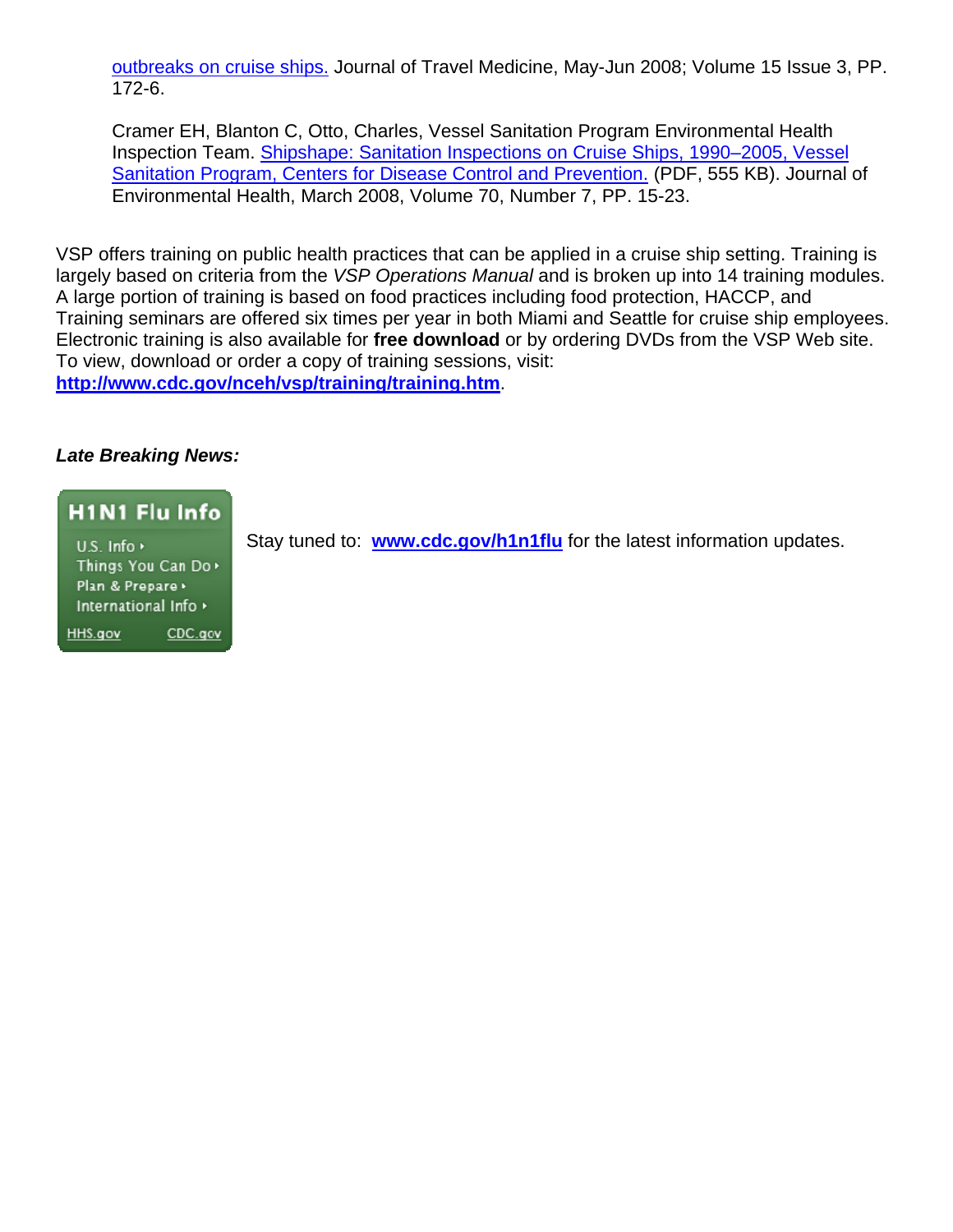[outbreaks on cruise ships.](#) Journal of Travel Medicine, May-Jun 2008; Volume 15 Issue 3, PP. 172-6.

Cramer EH, Blanton C, Otto, Charles, Vessel Sanitation Program Environmental Health Inspection Team. [Shipshape: Sanitation Inspections on Cruise Ships, 1990–2005, Vessel Sanitation Program, Centers for Disease Control and Prevention.](#) (PDF, 555 KB). Journal of Environmental Health, March 2008, Volume 70, Number 7, PP. 15-23.

VSP offers training on public health practices that can be applied in a cruise ship setting. Training is largely based on criteria from the *VSP Operations Manual* and is broken up into 14 training modules. A large portion of training is based on food practices including food protection, HACCP, and Training seminars are offered six times per year in both Miami and Seattle for cruise ship employees. Electronic training is also available for **free download** or by ordering DVDs from the VSP Web site. To view, download or order a copy of training sessions, visit: **http://www.cdc.gov/nceh/vsp/training/training.htm**.

***Late Breaking News:***

**H1N1 Flu Info**

U.S. Info ›
Things You Can Do ›
Plan & Prepare ›
International Info ›

HHS.gov CDC.gov

Stay tuned to: **www.cdc.gov/h1n1flu** for the latest information updates.